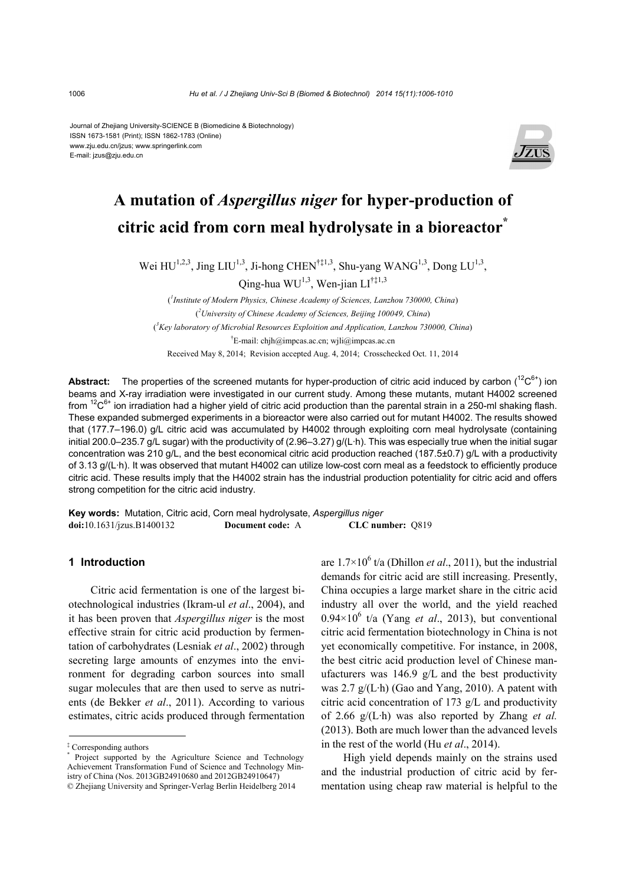Journal of Zhejiang University-SCIENCE B (Biomedicine & Biotechnology)
ISSN 1673-1581 (Print); ISSN 1862-1783 (Online)
www.zju.edu.cn/jzus; www.springerlink.com
E-mail: jzus@zju.edu.cn

# A mutation of *Aspergillus niger* for hyper-production of citric acid from corn meal hydrolysate in a bioreactor*

Wei HU[1,2,3], Jing LIU[1,3], Ji-hong CHEN[†‡1,3], Shu-yang WANG[1,3], Dong LU[1,3], Qing-hua WU[1,3], Wen-jian LI[†‡1,3]

([1]*Institute of Modern Physics, Chinese Academy of Sciences, Lanzhou 730000, China*)

([2]*University of Chinese Academy of Sciences, Beijing 100049, China*)

([3]*Key laboratory of Microbial Resources Exploition and Application, Lanzhou 730000, China*)

[†]E-mail: chjh@impcas.ac.cn; wjli@impcas.ac.cn

Received May 8, 2014; Revision accepted Aug. 4, 2014; Crosschecked Oct. 11, 2014

**Abstract:** The properties of the screened mutants for hyper-production of citric acid induced by carbon ($^{12}C^{6+}$) ion beams and X-ray irradiation were investigated in our current study. Among these mutants, mutant H4002 screened from $^{12}C^{6+}$ ion irradiation had a higher yield of citric acid production than the parental strain in a 250-ml shaking flash. These expanded submerged experiments in a bioreactor were also carried out for mutant H4002. The results showed that (177.7–196.0) g/L citric acid was accumulated by H4002 through exploiting corn meal hydrolysate (containing initial 200.0–235.7 g/L sugar) with the productivity of (2.96–3.27) g/(L·h). This was especially true when the initial sugar concentration was 210 g/L, and the best economical citric acid production reached (187.5±0.7) g/L with a productivity of 3.13 g/(L·h). It was observed that mutant H4002 can utilize low-cost corn meal as a feedstock to efficiently produce citric acid. These results imply that the H4002 strain has the industrial production potentiality for citric acid and offers strong competition for the citric acid industry.

**Key words:** Mutation, Citric acid, Corn meal hydrolysate, *Aspergillus niger*
**doi:**10.1631/jzus.B1400132 **Document code:** A **CLC number:** Q819

## 1 Introduction

Citric acid fermentation is one of the largest biotechnological industries (Ikram-ul *et al*., 2004), and it has been proven that *Aspergillus niger* is the most effective strain for citric acid production by fermentation of carbohydrates (Lesniak *et al*., 2002) through secreting large amounts of enzymes into the environment for degrading carbon sources into small sugar molecules that are then used to serve as nutrients (de Bekker *et al*., 2011). According to various estimates, citric acids produced through fermentation are $1.7\times10^6$ t/a (Dhillon *et al*., 2011), but the industrial demands for citric acid are still increasing. Presently, China occupies a large market share in the citric acid industry all over the world, and the yield reached $0.94\times10^6$ t/a (Yang *et al*., 2013), but conventional citric acid fermentation biotechnology in China is not yet economically competitive. For instance, in 2008, the best citric acid production level of Chinese manufacturers was 146.9 g/L and the best productivity was 2.7 g/(L·h) (Gao and Yang, 2010). A patent with citric acid concentration of 173 g/L and productivity of 2.66 g/(L·h) was also reported by Zhang *et al.* (2013). Both are much lower than the advanced levels in the rest of the world (Hu *et al*., 2014).

High yield depends mainly on the strains used and the industrial production of citric acid by fermentation using cheap raw material is helpful to the

---

‡ Corresponding authors

\* Project supported by the Agriculture Science and Technology Achievement Transformation Fund of Science and Technology Ministry of China (Nos. 2013GB24910680 and 2012GB24910647)

© Zhejiang University and Springer-Verlag Berlin Heidelberg 2014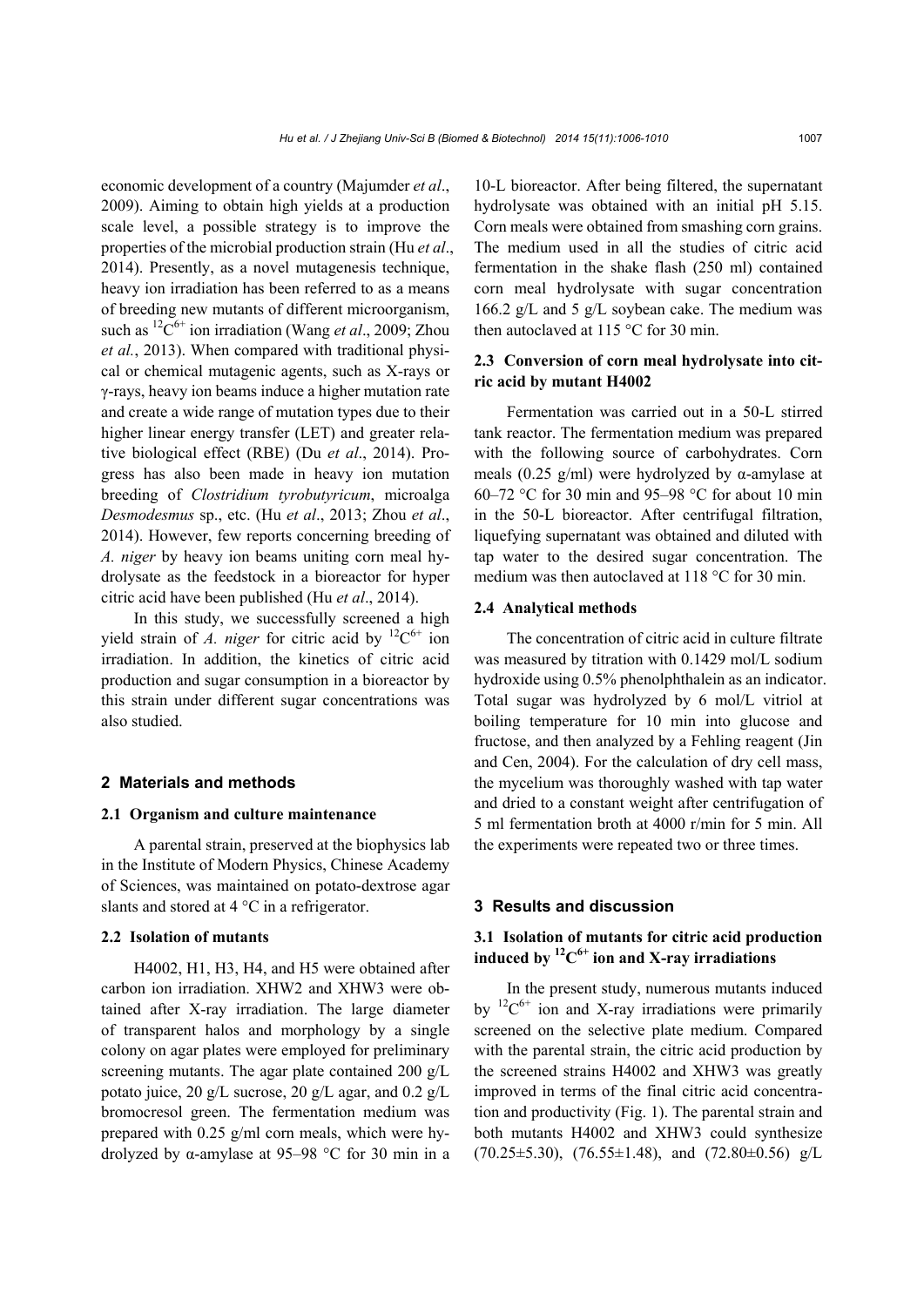economic development of a country (Majumder *et al*., 2009). Aiming to obtain high yields at a production scale level, a possible strategy is to improve the properties of the microbial production strain (Hu *et al*., 2014). Presently, as a novel mutagenesis technique, heavy ion irradiation has been referred to as a means of breeding new mutants of different microorganism, such as $^{12}C^{6+}$ ion irradiation (Wang *et al*., 2009; Zhou *et al.*, 2013). When compared with traditional physical or chemical mutagenic agents, such as X-rays or γ-rays, heavy ion beams induce a higher mutation rate and create a wide range of mutation types due to their higher linear energy transfer (LET) and greater relative biological effect (RBE) (Du *et al*., 2014). Progress has also been made in heavy ion mutation breeding of *Clostridium tyrobutyricum*, microalga *Desmodesmus* sp., etc. (Hu *et al*., 2013; Zhou *et al*., 2014). However, few reports concerning breeding of *A. niger* by heavy ion beams uniting corn meal hydrolysate as the feedstock in a bioreactor for hyper citric acid have been published (Hu *et al*., 2014).

In this study, we successfully screened a high yield strain of *A. niger* for citric acid by $^{12}C^{6+}$ ion irradiation. In addition, the kinetics of citric acid production and sugar consumption in a bioreactor by this strain under different sugar concentrations was also studied.

## 2 Materials and methods

### 2.1 Organism and culture maintenance

A parental strain, preserved at the biophysics lab in the Institute of Modern Physics, Chinese Academy of Sciences, was maintained on potato-dextrose agar slants and stored at 4 °C in a refrigerator.

### 2.2 Isolation of mutants

H4002, H1, H3, H4, and H5 were obtained after carbon ion irradiation. XHW2 and XHW3 were obtained after X-ray irradiation. The large diameter of transparent halos and morphology by a single colony on agar plates were employed for preliminary screening mutants. The agar plate contained 200 g/L potato juice, 20 g/L sucrose, 20 g/L agar, and 0.2 g/L bromocresol green. The fermentation medium was prepared with 0.25 g/ml corn meals, which were hydrolyzed by α-amylase at 95–98 °C for 30 min in a 10-L bioreactor. After being filtered, the supernatant hydrolysate was obtained with an initial pH 5.15. Corn meals were obtained from smashing corn grains. The medium used in all the studies of citric acid fermentation in the shake flask (250 ml) contained corn meal hydrolysate with sugar concentration 166.2 g/L and 5 g/L soybean cake. The medium was then autoclaved at 115 °C for 30 min.

### 2.3 Conversion of corn meal hydrolysate into citric acid by mutant H4002

Fermentation was carried out in a 50-L stirred tank reactor. The fermentation medium was prepared with the following source of carbohydrates. Corn meals (0.25 g/ml) were hydrolyzed by α-amylase at 60–72 °C for 30 min and 95–98 °C for about 10 min in the 50-L bioreactor. After centrifugal filtration, liquefying supernatant was obtained and diluted with tap water to the desired sugar concentration. The medium was then autoclaved at 118 °C for 30 min.

### 2.4 Analytical methods

The concentration of citric acid in culture filtrate was measured by titration with 0.1429 mol/L sodium hydroxide using 0.5% phenolphthalein as an indicator. Total sugar was hydrolyzed by 6 mol/L vitriol at boiling temperature for 10 min into glucose and fructose, and then analyzed by a Fehling reagent (Jin and Cen, 2004). For the calculation of dry cell mass, the mycelium was thoroughly washed with tap water and dried to a constant weight after centrifugation of 5 ml fermentation broth at 4000 r/min for 5 min. All the experiments were repeated two or three times.

## 3 Results and discussion

### 3.1 Isolation of mutants for citric acid production induced by $^{12}C^{6+}$ ion and X-ray irradiations

In the present study, numerous mutants induced by $^{12}C^{6+}$ ion and X-ray irradiations were primarily screened on the selective plate medium. Compared with the parental strain, the citric acid production by the screened strains H4002 and XHW3 was greatly improved in terms of the final citric acid concentration and productivity (Fig. 1). The parental strain and both mutants H4002 and XHW3 could synthesize (70.25±5.30), (76.55±1.48), and (72.80±0.56) g/L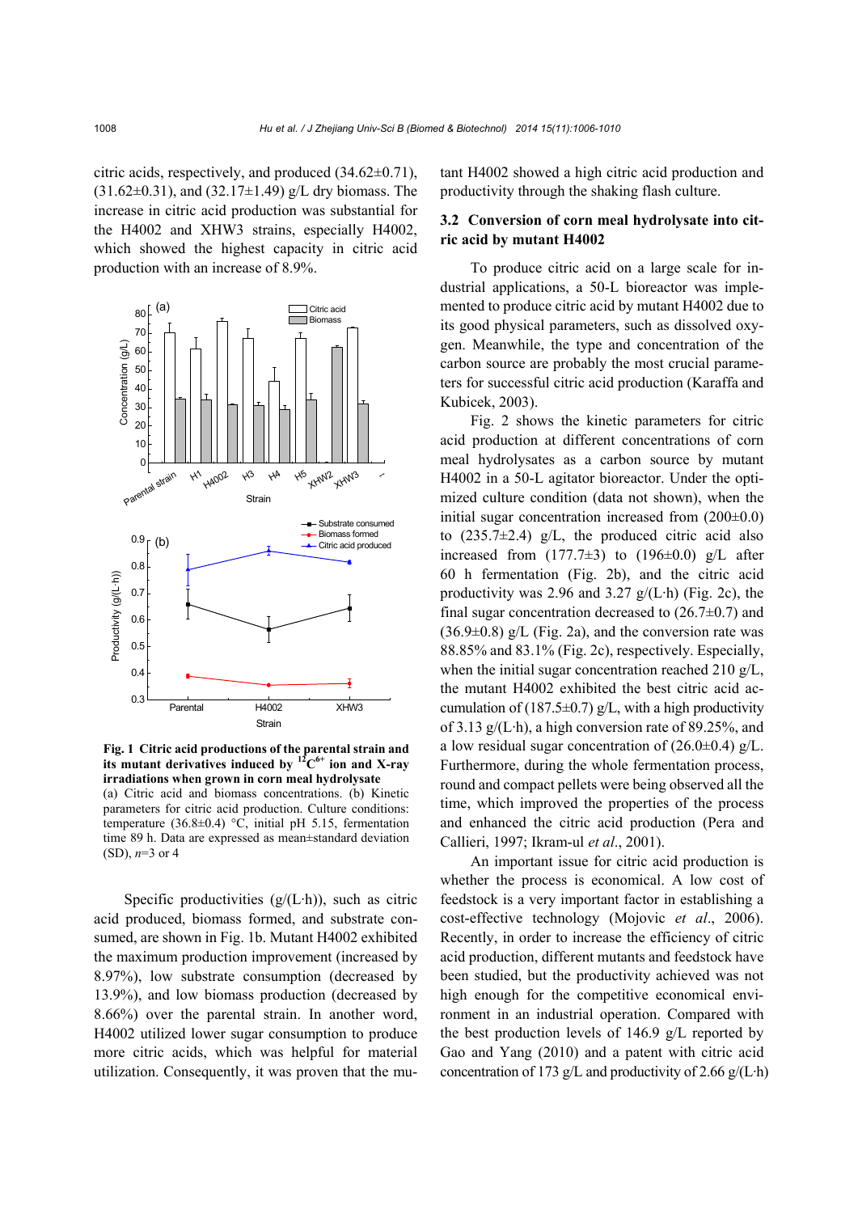citric acids, respectively, and produced (34.62±0.71), (31.62±0.31), and (32.17±1.49) g/L dry biomass. The increase in citric acid production was substantial for the H4002 and XHW3 strains, especially H4002, which showed the highest capacity in citric acid production with an increase of 8.9%.

**Fig. 1 Citric acid productions of the parental strain and its mutant derivatives induced by $^{12}C^{6+}$ ion and X-ray irradiations when grown in corn meal hydrolysate**
(a) Citric acid and biomass concentrations. (b) Kinetic parameters for citric acid production. Culture conditions: temperature (36.8±0.4) °C, initial pH 5.15, fermentation time 89 h. Data are expressed as mean±standard deviation (SD), $n$=3 or 4

Specific productivities (g/(L·h)), such as citric acid produced, biomass formed, and substrate consumed, are shown in Fig. 1b. Mutant H4002 exhibited the maximum production improvement (increased by 8.97%), low substrate consumption (decreased by 13.9%), and low biomass production (decreased by 8.66%) over the parental strain. In another word, H4002 utilized lower sugar consumption to produce more citric acids, which was helpful for material utilization. Consequently, it was proven that the mutant H4002 showed a high citric acid production and productivity through the shaking flash culture.

### 3.2 Conversion of corn meal hydrolysate into citric acid by mutant H4002

To produce citric acid on a large scale for industrial applications, a 50-L bioreactor was implemented to produce citric acid by mutant H4002 due to its good physical parameters, such as dissolved oxygen. Meanwhile, the type and concentration of the carbon source are probably the most crucial parameters for successful citric acid production (Karaffa and Kubicek, 2003).

Fig. 2 shows the kinetic parameters for citric acid production at different concentrations of corn meal hydrolysates as a carbon source by mutant H4002 in a 50-L agitator bioreactor. Under the optimized culture condition (data not shown), when the initial sugar concentration increased from (200±0.0) to (235.7±2.4) g/L, the produced citric acid also increased from (177.7±3) to (196±0.0) g/L after 60 h fermentation (Fig. 2b), and the citric acid productivity was 2.96 and 3.27 g/(L·h) (Fig. 2c), the final sugar concentration decreased to (26.7±0.7) and (36.9±0.8) g/L (Fig. 2a), and the conversion rate was 88.85% and 83.1% (Fig. 2c), respectively. Especially, when the initial sugar concentration reached 210 g/L, the mutant H4002 exhibited the best citric acid accumulation of (187.5±0.7) g/L, with a high productivity of 3.13 g/(L·h), a high conversion rate of 89.25%, and a low residual sugar concentration of (26.0±0.4) g/L. Furthermore, during the whole fermentation process, round and compact pellets were being observed all the time, which improved the properties of the process and enhanced the citric acid production (Pera and Callieri, 1997; Ikram-ul *et al*., 2001).

An important issue for citric acid production is whether the process is economical. A low cost of feedstock is a very important factor in establishing a cost-effective technology (Mojovic *et al*., 2006). Recently, in order to increase the efficiency of citric acid production, different mutants and feedstock have been studied, but the productivity achieved was not high enough for the competitive economical environment in an industrial operation. Compared with the best production levels of 146.9 g/L reported by Gao and Yang (2010) and a patent with citric acid concentration of 173 g/L and productivity of 2.66 g/(L·h)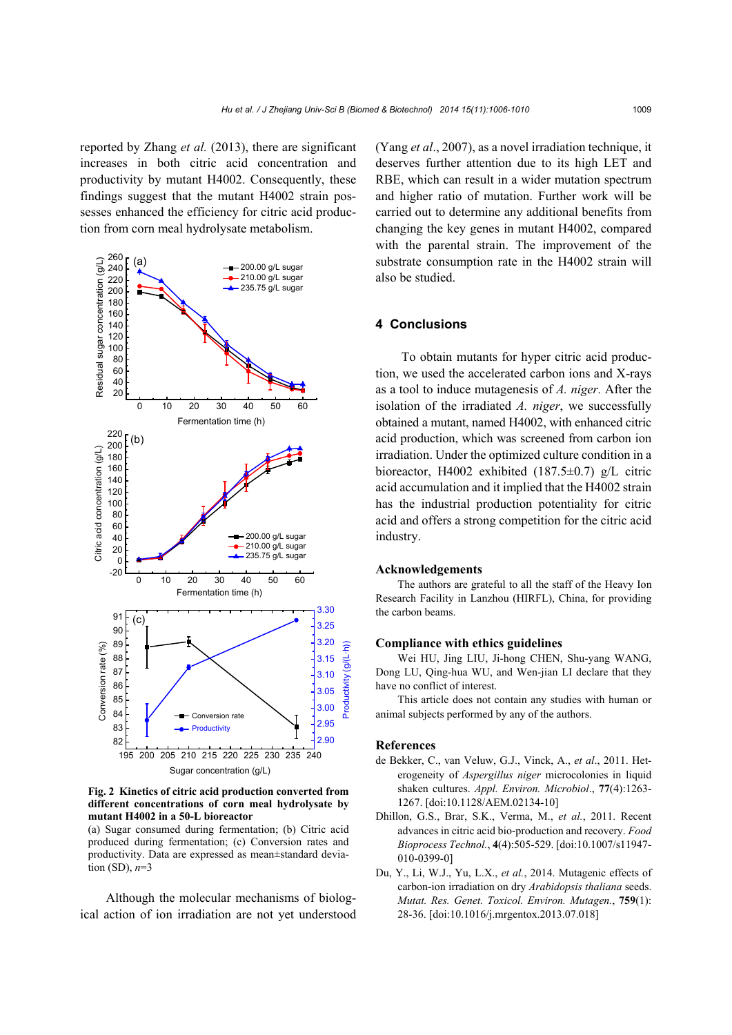reported by Zhang *et al.* (2013), there are significant increases in both citric acid concentration and productivity by mutant H4002. Consequently, these findings suggest that the mutant H4002 strain possesses enhanced the efficiency for citric acid production from corn meal hydrolysate metabolism.

**Fig. 2 Kinetics of citric acid production converted from different concentrations of corn meal hydrolysate by mutant H4002 in a 50-L bioreactor**

(a) Sugar consumed during fermentation; (b) Citric acid produced during fermentation; (c) Conversion rates and productivity. Data are expressed as mean±standard deviation (SD), *n*=3

Although the molecular mechanisms of biological action of ion irradiation are not yet understood (Yang *et al*., 2007), as a novel irradiation technique, it deserves further attention due to its high LET and RBE, which can result in a wider mutation spectrum and higher ratio of mutation. Further work will be carried out to determine any additional benefits from changing the key genes in mutant H4002, compared with the parental strain. The improvement of the substrate consumption rate in the H4002 strain will also be studied.

## 4 Conclusions

To obtain mutants for hyper citric acid production, we used the accelerated carbon ions and X-rays as a tool to induce mutagenesis of *A. niger.* After the isolation of the irradiated *A. niger*, we successfully obtained a mutant, named H4002, with enhanced citric acid production, which was screened from carbon ion irradiation. Under the optimized culture condition in a bioreactor, H4002 exhibited (187.5±0.7) g/L citric acid accumulation and it implied that the H4002 strain has the industrial production potentiality for citric acid and offers a strong competition for the citric acid industry.

## Acknowledgements

The authors are grateful to all the staff of the Heavy Ion Research Facility in Lanzhou (HIRFL), China, for providing the carbon beams.

## Compliance with ethics guidelines

Wei HU, Jing LIU, Ji-hong CHEN, Shu-yang WANG, Dong LU, Qing-hua WU, and Wen-jian LI declare that they have no conflict of interest.

This article does not contain any studies with human or animal subjects performed by any of the authors.

## References

de Bekker, C., van Veluw, G.J., Vinck, A., *et al.*, 2011. Heterogeneity of *Aspergillus niger* microcolonies in liquid shaken cultures. *Appl. Environ. Microbiol.*, **77**(4):1263-1267. [doi:10.1128/AEM.02134-10]

Dhillon, G.S., Brar, S.K., Verma, M., *et al.*, 2011. Recent advances in citric acid bio-production and recovery. *Food Bioprocess Technol.*, **4**(4):505-529. [doi:10.1007/s11947-010-0399-0]

Du, Y., Li, W.J., Yu, L.X., *et al.*, 2014. Mutagenic effects of carbon-ion irradiation on dry *Arabidopsis thaliana* seeds. *Mutat. Res. Genet. Toxicol. Environ. Mutagen.*, **759**(1):28-36. [doi:10.1016/j.mrgentox.2013.07.018]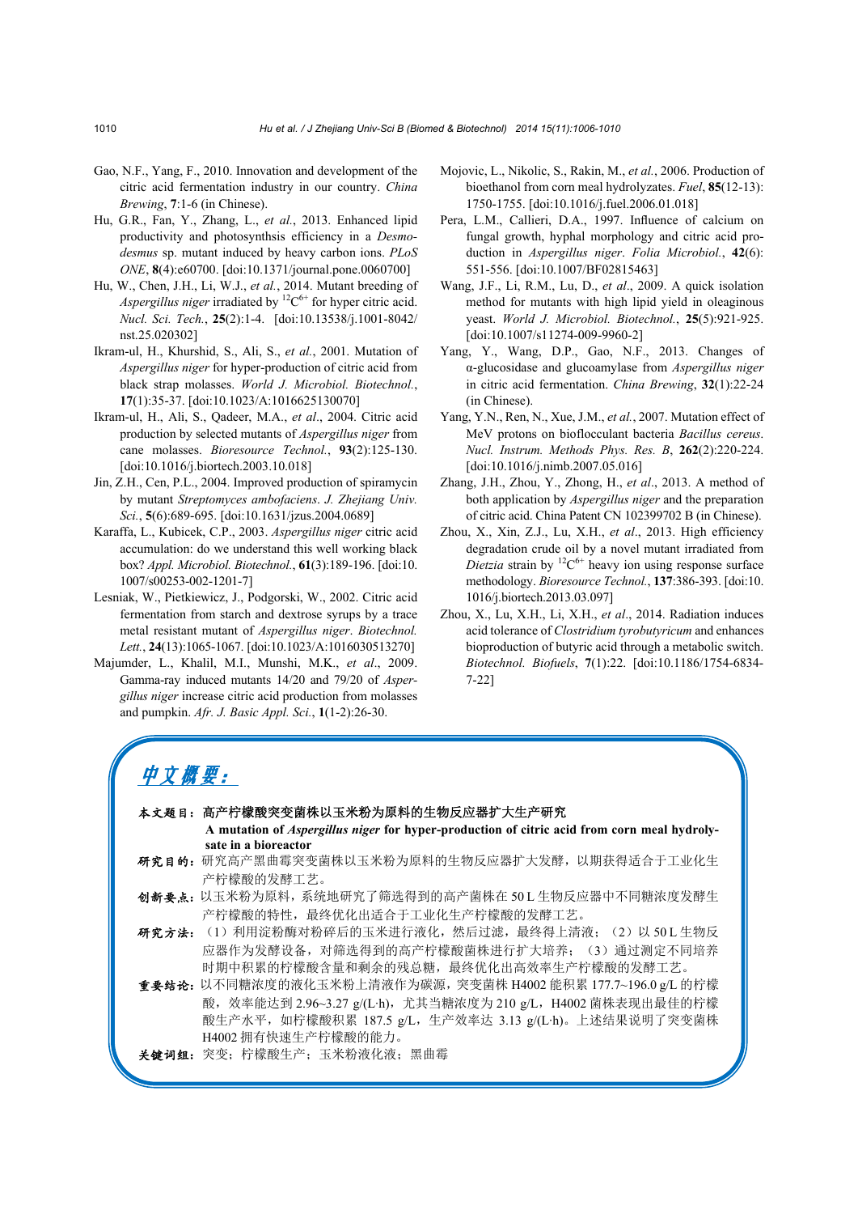Gao, N.F., Yang, F., 2010. Innovation and development of the citric acid fermentation industry in our country. *China Brewing*, **7**:1-6 (in Chinese).

Hu, G.R., Fan, Y., Zhang, L., *et al*., 2013. Enhanced lipid productivity and photosynthesis efficiency in a *Desmodesmus* sp. mutant induced by heavy carbon ions. *PLoS ONE*, **8**(4):e60700. [doi:10.1371/journal.pone.0060700]

Hu, W., Chen, J.H., Li, W.J., *et al*., 2014. Mutant breeding of *Aspergillus niger* irradiated by $^{12}C^{6+}$ for hyper citric acid. *Nucl. Sci. Tech.*, **25**(2):1-4. [doi:10.13538/j.1001-8042/nst.25.020302]

Ikram-ul, H., Khurshid, S., Ali, S., *et al*., 2001. Mutation of *Aspergillus niger* for hyper-production of citric acid from black strap molasses. *World J. Microbiol. Biotechnol.*, **17**(1):35-37. [doi:10.1023/A:1016625130070]

Ikram-ul, H., Ali, S., Qadeer, M.A., *et al*., 2004. Citric acid production by selected mutants of *Aspergillus niger* from cane molasses. *Bioresource Technol.*, **93**(2):125-130. [doi:10.1016/j.biortech.2003.10.018]

Jin, Z.H., Cen, P.L., 2004. Improved production of spiramycin by mutant *Streptomyces ambofaciens*. *J. Zhejiang Univ. Sci.*, **5**(6):689-695. [doi:10.1631/jzus.2004.0689]

Karaffa, L., Kubicek, C.P., 2003. *Aspergillus niger* citric acid accumulation: do we understand this well working black box? *Appl. Microbiol. Biotechnol.*, **61**(3):189-196. [doi:10.1007/s00253-002-1201-7]

Lesniak, W., Pietkiewicz, J., Podgorski, W., 2002. Citric acid fermentation from starch and dextrose syrups by a trace metal resistant mutant of *Aspergillus niger*. *Biotechnol. Lett.*, **24**(13):1065-1067. [doi:10.1023/A:1016030513270]

Majumder, L., Khalil, M.I., Munshi, M.K., *et al*., 2009. Gamma-ray induced mutants 14/20 and 79/20 of *Aspergillus niger* increase citric acid production from molasses and pumpkin. *Afr. J. Basic Appl. Sci.*, **1**(1-2):26-30.

Mojovic, L., Nikolic, S., Rakin, M., *et al*., 2006. Production of bioethanol from corn meal hydrolyzates. *Fuel*, **85**(12-13):1750-1755. [doi:10.1016/j.fuel.2006.01.018]

Pera, L.M., Callieri, D.A., 1997. Influence of calcium on fungal growth, hyphal morphology and citric acid production in *Aspergillus niger*. *Folia Microbiol.*, **42**(6):551-556. [doi:10.1007/BF02815463]

Wang, J.F., Li, R.M., Lu, D., *et al*., 2009. A quick isolation method for mutants with high lipid yield in oleaginous yeast. *World J. Microbiol. Biotechnol.*, **25**(5):921-925. [doi:10.1007/s11274-009-9960-2]

Yang, Y., Wang, D.P., Gao, N.F., 2013. Changes of α-glucosidase and glucoamylase from *Aspergillus niger* in citric acid fermentation. *China Brewing*, **32**(1):22-24 (in Chinese).

Yang, Y.N., Ren, N., Xue, J.M., *et al*., 2007. Mutation effect of MeV protons on bioflocculant bacteria *Bacillus cereus*. *Nucl. Instrum. Methods Phys. Res. B*, **262**(2):220-224. [doi:10.1016/j.nimb.2007.05.016]

Zhang, J.H., Zhou, Y., Zhong, H., *et al*., 2013. A method of both application by *Aspergillus niger* and the preparation of citric acid. China Patent CN 102399702 B (in Chinese).

Zhou, X., Xin, Z.J., Lu, X.H., *et al*., 2013. High efficiency degradation crude oil by a novel mutant irradiated from *Dietzia* strain by $^{12}C^{6+}$ heavy ion using response surface methodology. *Bioresource Technol.*, **137**:386-393. [doi:10.1016/j.biortech.2013.03.097]

Zhou, X., Lu, X.H., Li, X.H., *et al*., 2014. Radiation induces acid tolerance of *Clostridium tyrobutyricum* and enhances bioproduction of butyric acid through a metabolic switch. *Biotechnol. Biofuels*, **7**(1):22. [doi:10.1186/1754-6834-7-22]

## 中文概要：

**本文题目：** 高产柠檬酸突变菌株以玉米粉为原料的生物反应器扩大生产研究

**A mutation of *Aspergillus niger* for hyper-production of citric acid from corn meal hydrolysate in a bioreactor**

**研究目的：** 研究高产黑曲霉突变菌株以玉米粉为原料的生物反应器扩大发酵，以期获得适合于工业化生产柠檬酸的发酵工艺。

**创新要点：** 以玉米粉为原料，系统地研究了筛选得到的高产菌株在 50 L 生物反应器中不同糖浓度发酵生产柠檬酸的特性，最终优化出适合于工业化生产柠檬酸的发酵工艺。

**研究方法：**（1）利用淀粉酶对粉碎后的玉米进行液化，然后过滤，最终得上清液；（2）以 50 L 生物反应器作为发酵设备，对筛选得到的高产柠檬酸菌株进行扩大培养；（3）通过测定不同培养时期中积累的柠檬酸含量和剩余的残总糖，最终优化出高效率生产柠檬酸的发酵工艺。

**重要结论：** 以不同糖浓度的液化玉米粉上清液作为碳源，突变菌株 H4002 能积累 177.7~196.0 g/L 的柠檬酸，效率能达到 2.96~3.27 g/(L·h)，尤其当糖浓度为 210 g/L，H4002 菌株表现出最佳的柠檬酸生产水平，如柠檬酸积累 187.5 g/L，生产效率达 3.13 g/(L·h)。上述结果说明了突变菌株 H4002 拥有快速生产柠檬酸的能力。

**关键词组：** 突变；柠檬酸生产；玉米粉液化液；黑曲霉